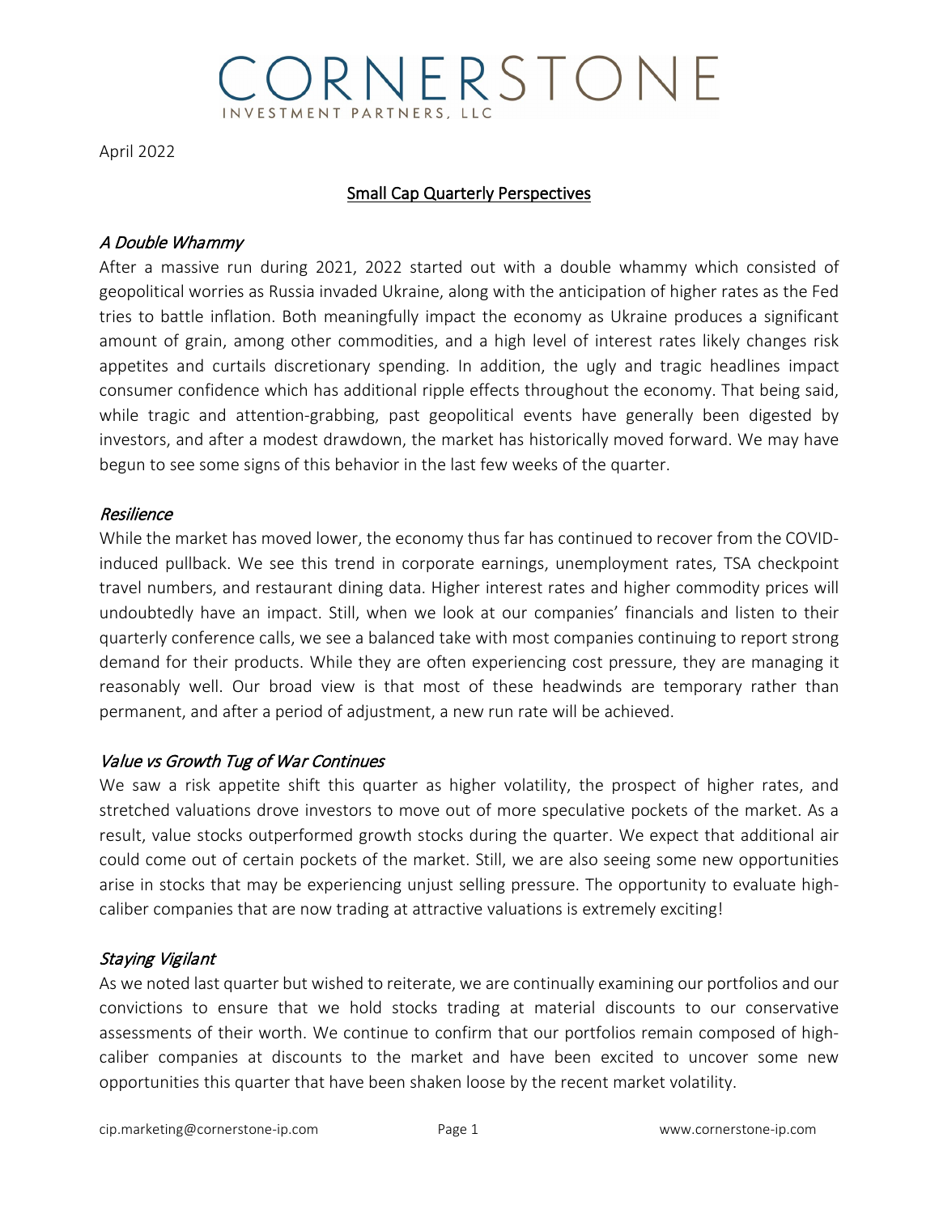# CORNERSTONE

INVESTMENT PARTNERS, LLC

April 2022

## Small Cap Quarterly Perspectives

### *A Double Whammy*

After a massive run during 2021, 2022 started out with a double whammy which consisted of geopolitical worries as Russia invaded Ukraine, along with the anticipation of higher rates as the Fed tries to battle inflation. Both meaningfully impact the economy as Ukraine produces a significant amount of grain, among other commodities, and a high level of interest rates likely changes risk appetites and curtails discretionary spending. In addition, the ugly and tragic headlines impact consumer confidence which has additional ripple effects throughout the economy. That being said, while tragic and attention-grabbing, past geopolitical events have generally been digested by investors, and after a modest drawdown, the market has historically moved forward. We may have begun to see some signs of this behavior in the last few weeks of the quarter.

### *Resilience*

While the market has moved lower, the economy thus far has continued to recover from the COVID-induced pullback. We see this trend in corporate earnings, unemployment rates, TSA checkpoint travel numbers, and restaurant dining data. Higher interest rates and higher commodity prices will undoubtedly have an impact. Still, when we look at our companies' financials and listen to their quarterly conference calls, we see a balanced take with most companies continuing to report strong demand for their products. While they are often experiencing cost pressure, they are managing it reasonably well. Our broad view is that most of these headwinds are temporary rather than permanent, and after a period of adjustment, a new run rate will be achieved.

### *Value vs Growth Tug of War Continues*

We saw a risk appetite shift this quarter as higher volatility, the prospect of higher rates, and stretched valuations drove investors to move out of more speculative pockets of the market. As a result, value stocks outperformed growth stocks during the quarter. We expect that additional air could come out of certain pockets of the market. Still, we are also seeing some new opportunities arise in stocks that may be experiencing unjust selling pressure. The opportunity to evaluate high-caliber companies that are now trading at attractive valuations is extremely exciting!

### *Staying Vigilant*

As we noted last quarter but wished to reiterate, we are continually examining our portfolios and our convictions to ensure that we hold stocks trading at material discounts to our conservative assessments of their worth. We continue to confirm that our portfolios remain composed of high-caliber companies at discounts to the market and have been excited to uncover some new opportunities this quarter that have been shaken loose by the recent market volatility.

cip.marketing@cornerstone-ip.com www.cornerstone-ip.com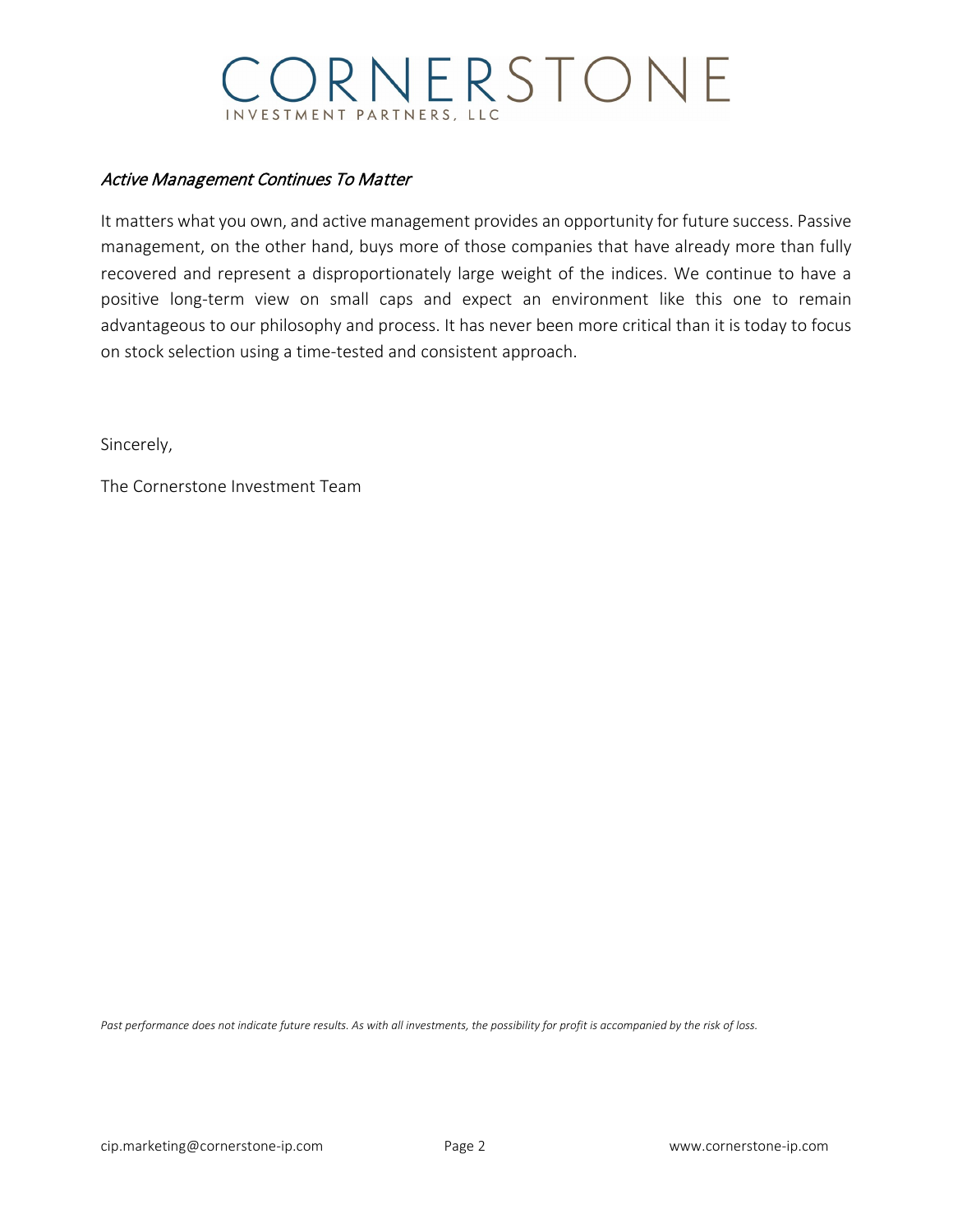*Active Management Continues To Matter*

It matters what you own, and active management provides an opportunity for future success. Passive management, on the other hand, buys more of those companies that have already more than fully recovered and represent a disproportionately large weight of the indices. We continue to have a positive long-term view on small caps and expect an environment like this one to remain advantageous to our philosophy and process. It has never been more critical than it is today to focus on stock selection using a time-tested and consistent approach.

Sincerely,

The Cornerstone Investment Team

*Past performance does not indicate future results. As with all investments, the possibility for profit is accompanied by the risk of loss.*